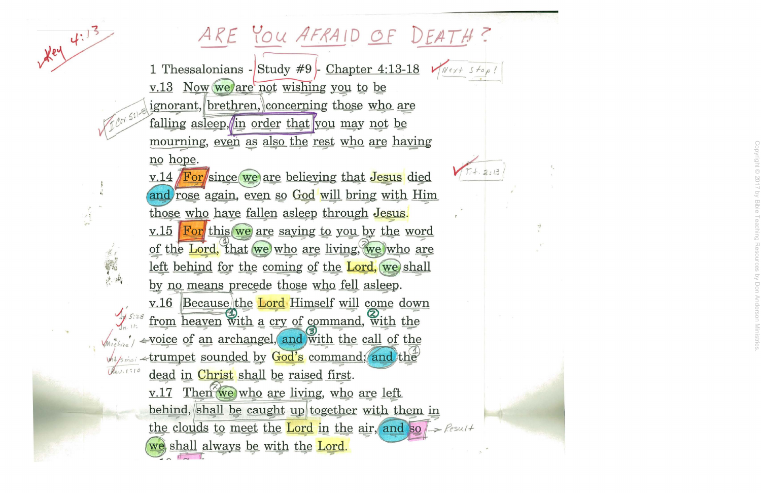# ARE YOU AFRAID OF DEATH?

Key 4:13

1 Thessalonians - Study #9 - Chapter 4:13-18 — Next stop!

v.13 Now we are not wishing you to be ignorant, brethren, concerning those who are falling asleep, in order that you may not be mourning, even as also the rest who are having no hope. (I Cor. 5:1-8)

v.14 For since we are believing that Jesus died and rose again, even so God will bring with Him those who have fallen asleep through Jesus. (Tit. 2:13)

v.15 For this we are saying to you by the word of the Lord, that (1) we who are living, (2) we who are left behind for the coming of the Lord, we shall by no means precede those who fell asleep.

v.16 Because the Lord Himself will come down from heaven (1) with a cry of command, (2) with the voice of an archangel, and (3) with the call of the trumpet sounded by God's command; and the (1) dead in Christ shall be raised first. (Jn. 5:28, Jn. 11:, Michael, Mt. Sinai, Rev. 1:10)

v.17 Then (2) we who are living, who are left behind, shall be caught up together with them in the clouds to meet the Lord in the air, and so (→ Result) we shall always be with the Lord.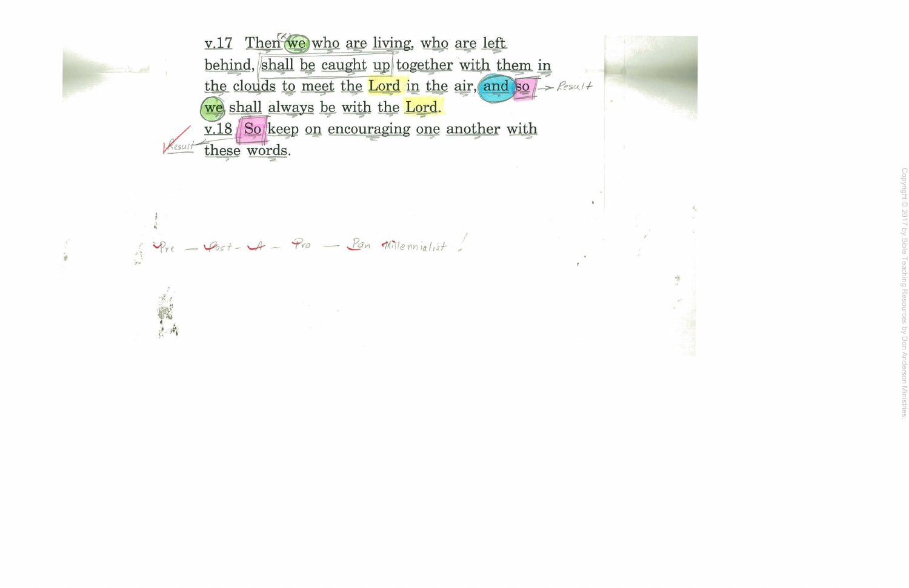v.17 Then we who are living, who are left behind, shall be caught up together with them in the clouds to meet the Lord in the air, and so → Result we shall always be with the Lord.

v.18 So keep on encouraging one another with these words.

Result

Pre — Post — A — Pro — Pan Millennialist!